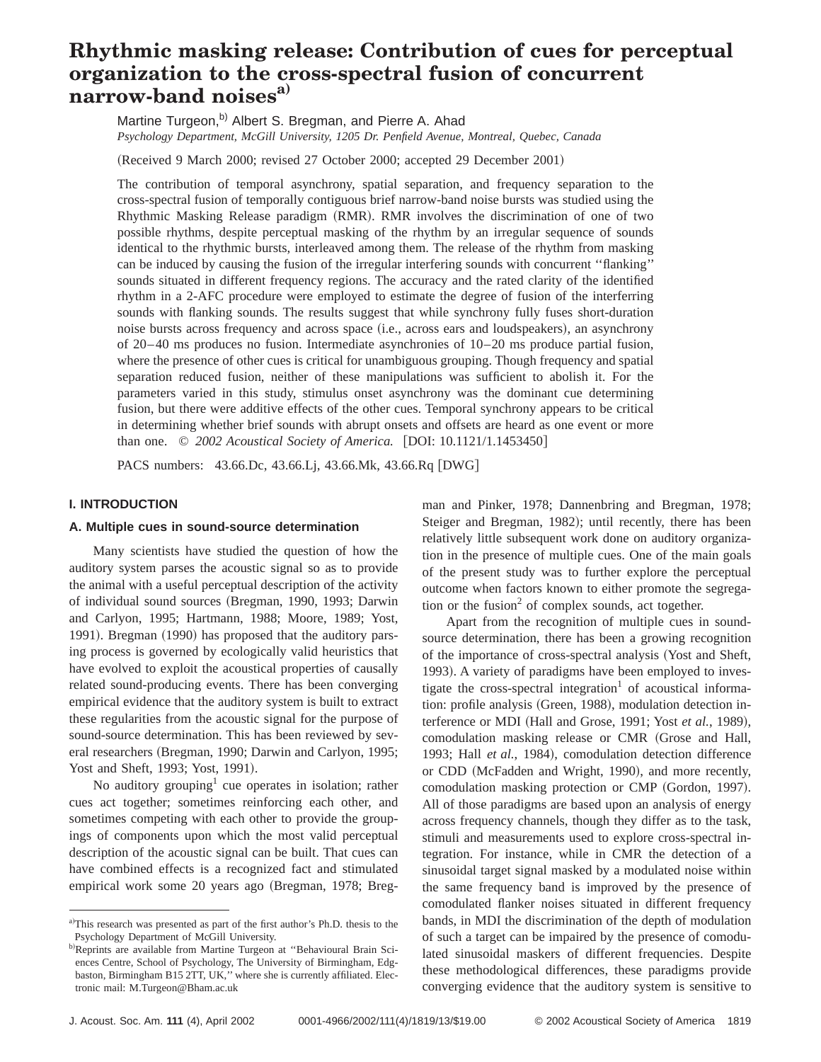# Rhythmic masking release: Contribution of cues for perceptual organization to the cross-spectral fusion of concurrent narrow-band noises[a]

Martine Turgeon,[b] Albert S. Bregman, and Pierre A. Ahad

*Psychology Department, McGill University, 1205 Dr. Penfield Avenue, Montreal, Quebec, Canada*

(Received 9 March 2000; revised 27 October 2000; accepted 29 December 2001)

The contribution of temporal asynchrony, spatial separation, and frequency separation to the cross-spectral fusion of temporally contiguous brief narrow-band noise bursts was studied using the Rhythmic Masking Release paradigm (RMR). RMR involves the discrimination of one of two possible rhythms, despite perceptual masking of the rhythm by an irregular sequence of sounds identical to the rhythmic bursts, interleaved among them. The release of the rhythm from masking can be induced by causing the fusion of the irregular interfering sounds with concurrent "flanking" sounds situated in different frequency regions. The accuracy and the rated clarity of the identified rhythm in a 2-AFC procedure were employed to estimate the degree of fusion of the interferring sounds with flanking sounds. The results suggest that while synchrony fully fuses short-duration noise bursts across frequency and across space (i.e., across ears and loudspeakers), an asynchrony of 20–40 ms produces no fusion. Intermediate asynchronies of 10–20 ms produce partial fusion, where the presence of other cues is critical for unambiguous grouping. Though frequency and spatial separation reduced fusion, neither of these manipulations was sufficient to abolish it. For the parameters varied in this study, stimulus onset asynchrony was the dominant cue determining fusion, but there were additive effects of the other cues. Temporal synchrony appears to be critical in determining whether brief sounds with abrupt onsets and offsets are heard as one event or more than one. © *2002 Acoustical Society of America.* [DOI: 10.1121/1.1453450]

PACS numbers: 43.66.Dc, 43.66.Lj, 43.66.Mk, 43.66.Rq [DWG]

## I. INTRODUCTION

### A. Multiple cues in sound-source determination

Many scientists have studied the question of how the auditory system parses the acoustic signal so as to provide the animal with a useful perceptual description of the activity of individual sound sources (Bregman, 1990, 1993; Darwin and Carlyon, 1995; Hartmann, 1988; Moore, 1989; Yost, 1991). Bregman (1990) has proposed that the auditory parsing process is governed by ecologically valid heuristics that have evolved to exploit the acoustical properties of causally related sound-producing events. There has been converging empirical evidence that the auditory system is built to extract these regularities from the acoustic signal for the purpose of sound-source determination. This has been reviewed by several researchers (Bregman, 1990; Darwin and Carlyon, 1995; Yost and Sheft, 1993; Yost, 1991).

No auditory grouping[1] cue operates in isolation; rather cues act together; sometimes reinforcing each other, and sometimes competing with each other to provide the groupings of components upon which the most valid perceptual description of the acoustic signal can be built. That cues can have combined effects is a recognized fact and stimulated empirical work some 20 years ago (Bregman, 1978; Bregman and Pinker, 1978; Dannenbring and Bregman, 1978; Steiger and Bregman, 1982); until recently, there has been relatively little subsequent work done on auditory organization in the presence of multiple cues. One of the main goals of the present study was to further explore the perceptual outcome when factors known to either promote the segregation or the fusion[2] of complex sounds, act together.

Apart from the recognition of multiple cues in sound-source determination, there has been a growing recognition of the importance of cross-spectral analysis (Yost and Sheft, 1993). A variety of paradigms have been employed to investigate the cross-spectral integration[1] of acoustical information: profile analysis (Green, 1988), modulation detection interference or MDI (Hall and Grose, 1991; Yost *et al.*, 1989), comodulation masking release or CMR (Grose and Hall, 1993; Hall *et al.*, 1984), comodulation detection difference or CDD (McFadden and Wright, 1990), and more recently, comodulation masking protection or CMP (Gordon, 1997). All of those paradigms are based upon an analysis of energy across frequency channels, though they differ as to the task, stimuli and measurements used to explore cross-spectral integration. For instance, while in CMR the detection of a sinusoidal target signal masked by a modulated noise within the same frequency band is improved by the presence of comodulated flanker noises situated in different frequency bands, in MDI the discrimination of the depth of modulation of such a target can be impaired by the presence of comodulated sinusoidal maskers of different frequencies. Despite these methodological differences, these paradigms provide converging evidence that the auditory system is sensitive to

---

[a] This research was presented as part of the first author's Ph.D. thesis to the Psychology Department of McGill University.

[b] Reprints are available from Martine Turgeon at "Behavioural Brain Sciences Centre, School of Psychology, The University of Birmingham, Edgbaston, Birmingham B15 2TT, UK," where she is currently affiliated. Electronic mail: M.Turgeon@Bham.ac.uk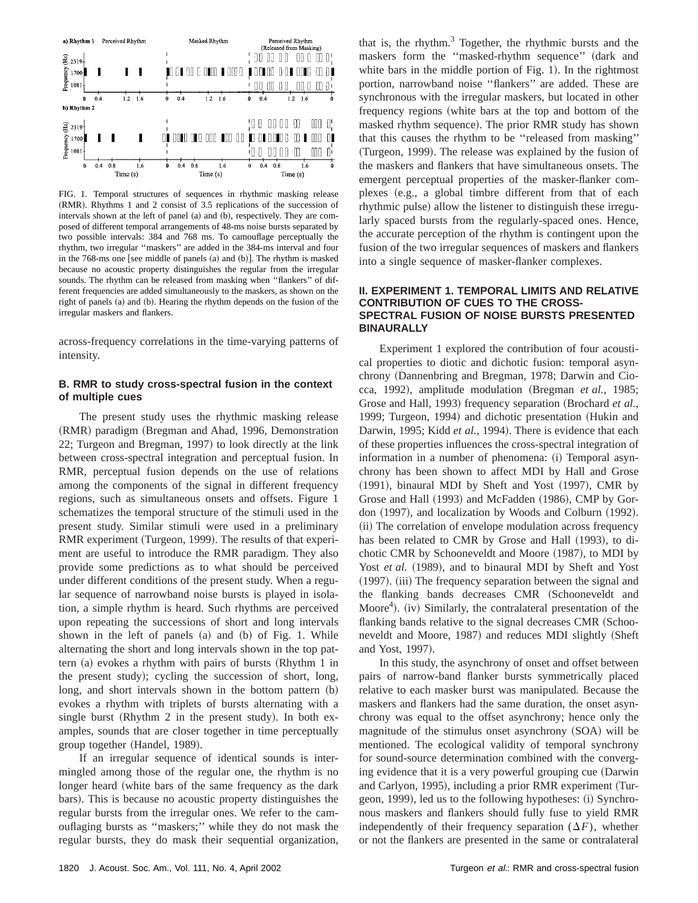FIG. 1. Temporal structures of sequences in rhythmic masking release (RMR). Rhythms 1 and 2 consist of 3.5 replications of the succession of intervals shown at the left of panel (a) and (b), respectively. They are composed of different temporal arrangements of 48-ms noise bursts separated by two possible intervals: 384 and 768 ms. To camouflage perceptually the rhythm, two irregular "maskers" are added in the 384-ms interval and four in the 768-ms one [see middle of panels (a) and (b)]. The rhythm is masked because no acoustic property distinguishes the regular from the irregular sounds. The rhythm can be released from masking when "flankers" of different frequencies are added simultaneously to the maskers, as shown on the right of panels (a) and (b). Hearing the rhythm depends on the fusion of the irregular maskers and flankers.

across-frequency correlations in the time-varying patterns of intensity.

### B. RMR to study cross-spectral fusion in the context of multiple cues

The present study uses the rhythmic masking release (RMR) paradigm (Bregman and Ahad, 1996, Demonstration 22; Turgeon and Bregman, 1997) to look directly at the link between cross-spectral integration and perceptual fusion. In RMR, perceptual fusion depends on the use of relations among the components of the signal in different frequency regions, such as simultaneous onsets and offsets. Figure 1 schematizes the temporal structure of the stimuli used in the present study. Similar stimuli were used in a preliminary RMR experiment (Turgeon, 1999). The results of that experiment are useful to introduce the RMR paradigm. They also provide some predictions as to what should be perceived under different conditions of the present study. When a regular sequence of narrowband noise bursts is played in isolation, a simple rhythm is heard. Such rhythms are perceived upon repeating the successions of short and long intervals shown in the left of panels (a) and (b) of Fig. 1. While alternating the short and long intervals shown in the top pattern (a) evokes a rhythm with pairs of bursts (Rhythm 1 in the present study); cycling the succession of short, long, long, and short intervals shown in the bottom pattern (b) evokes a rhythm with triplets of bursts alternating with a single burst (Rhythm 2 in the present study). In both examples, sounds that are closer together in time perceptually group together (Handel, 1989).

If an irregular sequence of identical sounds is intermingled among those of the regular one, the rhythm is no longer heard (white bars of the same frequency as the dark bars). This is because no acoustic property distinguishes the regular bursts from the irregular ones. We refer to the camouflaging bursts as "maskers;" while they do not mask the regular bursts, they do mask their sequential organization, that is, the rhythm.[3] Together, the rhythmic bursts and the maskers form the "masked-rhythm sequence" (dark and white bars in the middle portion of Fig. 1). In the rightmost portion, narrowband noise "flankers" are added. These are synchronous with the irregular maskers, but located in other frequency regions (white bars at the top and bottom of the masked rhythm sequence). The prior RMR study has shown that this causes the rhythm to be "released from masking" (Turgeon, 1999). The release was explained by the fusion of the maskers and flankers that have simultaneous onsets. The emergent perceptual properties of the masker-flanker complexes (e.g., a global timbre different from that of each rhythmic pulse) allow the listener to distinguish these irregularly spaced bursts from the regularly-spaced ones. Hence, the accurate perception of the rhythm is contingent upon the fusion of the two irregular sequences of maskers and flankers into a single sequence of masker-flanker complexes.

## II. EXPERIMENT 1. TEMPORAL LIMITS AND RELATIVE CONTRIBUTION OF CUES TO THE CROSS-SPECTRAL FUSION OF NOISE BURSTS PRESENTED BINAURALLY

Experiment 1 explored the contribution of four acoustical properties to diotic and dichotic fusion: temporal asynchrony (Dannenbring and Bregman, 1978; Darwin and Ciocca, 1992), amplitude modulation (Bregman *et al.*, 1985; Grose and Hall, 1993) frequency separation (Brochard *et al.*, 1999; Turgeon, 1994) and dichotic presentation (Hukin and Darwin, 1995; Kidd *et al.*, 1994). There is evidence that each of these properties influences the cross-spectral integration of information in a number of phenomena: (i) Temporal asynchrony has been shown to affect MDI by Hall and Grose (1991), binaural MDI by Sheft and Yost (1997), CMR by Grose and Hall (1993) and McFadden (1986), CMP by Gordon (1997), and localization by Woods and Colburn (1992). (ii) The correlation of envelope modulation across frequency has been related to CMR by Grose and Hall (1993), to dichotic CMR by Schooneveldt and Moore (1987), to MDI by Yost *et al.* (1989), and to binaural MDI by Sheft and Yost (1997). (iii) The frequency separation between the signal and the flanking bands decreases CMR (Schooneveldt and Moore[4]). (iv) Similarly, the contralateral presentation of the flanking bands relative to the signal decreases CMR (Schooneveldt and Moore, 1987) and reduces MDI slightly (Sheft and Yost, 1997).

In this study, the asynchrony of onset and offset between pairs of narrow-band flanker bursts symmetrically placed relative to each masker burst was manipulated. Because the maskers and flankers had the same duration, the onset asynchrony was equal to the offset asynchrony; hence only the magnitude of the stimulus onset asynchrony (SOA) will be mentioned. The ecological validity of temporal synchrony for sound-source determination combined with the converging evidence that it is a very powerful grouping cue (Darwin and Carlyon, 1995), including a prior RMR experiment (Turgeon, 1999), led us to the following hypotheses: (i) Synchronous maskers and flankers should fully fuse to yield RMR independently of their frequency separation ($\Delta F$), whether or not the flankers are presented in the same or contralateral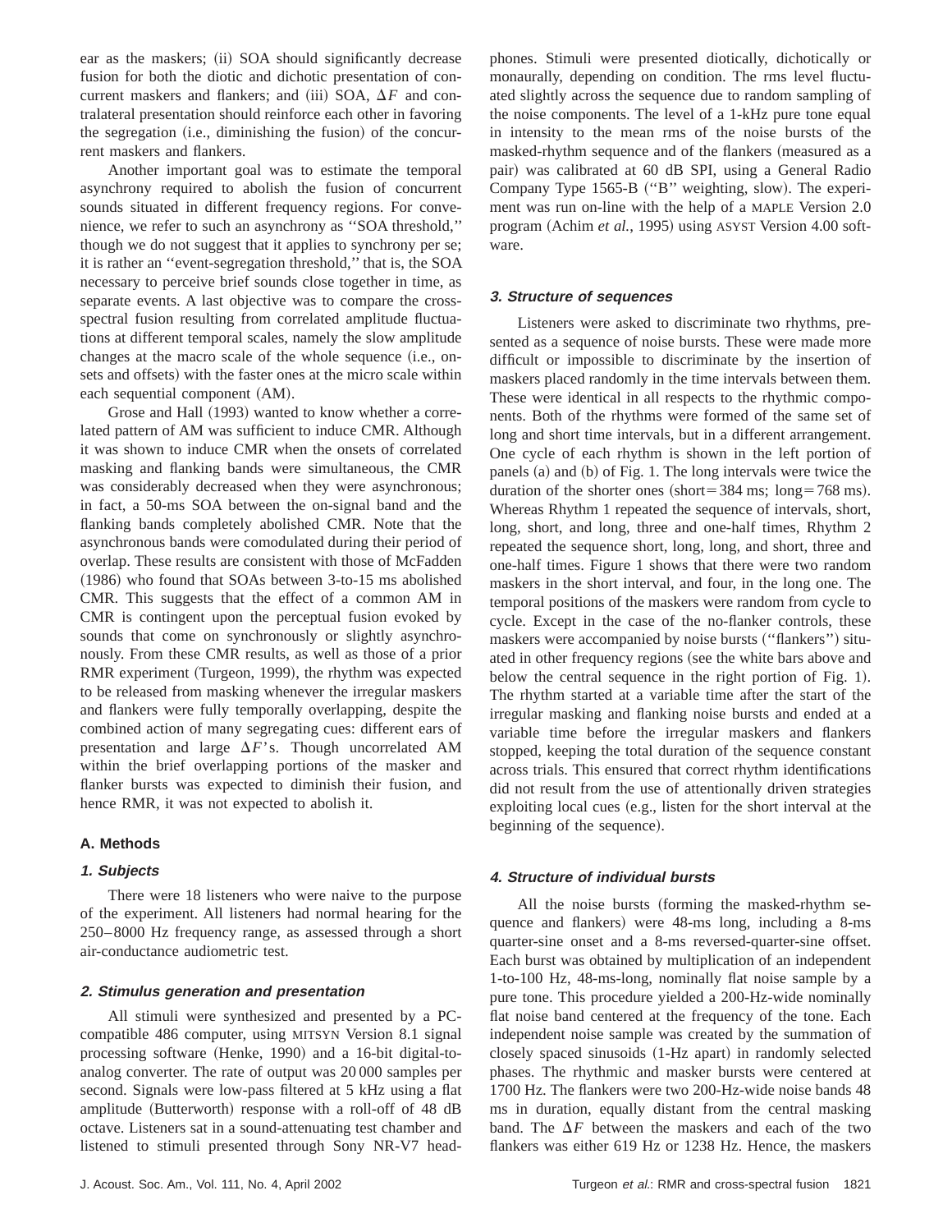ear as the maskers; (ii) SOA should significantly decrease fusion for both the diotic and dichotic presentation of concurrent maskers and flankers; and (iii) SOA, $\Delta F$ and contralateral presentation should reinforce each other in favoring the segregation (i.e., diminishing the fusion) of the concurrent maskers and flankers.

Another important goal was to estimate the temporal asynchrony required to abolish the fusion of concurrent sounds situated in different frequency regions. For convenience, we refer to such an asynchrony as ''SOA threshold,'' though we do not suggest that it applies to synchrony per se; it is rather an ''event-segregation threshold,'' that is, the SOA necessary to perceive brief sounds close together in time, as separate events. A last objective was to compare the cross-spectral fusion resulting from correlated amplitude fluctuations at different temporal scales, namely the slow amplitude changes at the macro scale of the whole sequence (i.e., onsets and offsets) with the faster ones at the micro scale within each sequential component (AM).

Grose and Hall (1993) wanted to know whether a correlated pattern of AM was sufficient to induce CMR. Although it was shown to induce CMR when the onsets of correlated masking and flanking bands were simultaneous, the CMR was considerably decreased when they were asynchronous; in fact, a 50-ms SOA between the on-signal band and the flanking bands completely abolished CMR. Note that the asynchronous bands were comodulated during their period of overlap. These results are consistent with those of McFadden (1986) who found that SOAs between 3-to-15 ms abolished CMR. This suggests that the effect of a common AM in CMR is contingent upon the perceptual fusion evoked by sounds that come on synchronously or slightly asynchronously. From these CMR results, as well as those of a prior RMR experiment (Turgeon, 1999), the rhythm was expected to be released from masking whenever the irregular maskers and flankers were fully temporally overlapping, despite the combined action of many segregating cues: different ears of presentation and large $\Delta F$'s. Though uncorrelated AM within the brief overlapping portions of the masker and flanker bursts was expected to diminish their fusion, and hence RMR, it was not expected to abolish it.

## A. Methods

### 1. Subjects

There were 18 listeners who were naive to the purpose of the experiment. All listeners had normal hearing for the 250–8000 Hz frequency range, as assessed through a short air-conductance audiometric test.

### 2. Stimulus generation and presentation

All stimuli were synthesized and presented by a PC-compatible 486 computer, using MITSYN Version 8.1 signal processing software (Henke, 1990) and a 16-bit digital-to-analog converter. The rate of output was 20 000 samples per second. Signals were low-pass filtered at 5 kHz using a flat amplitude (Butterworth) response with a roll-off of 48 dB octave. Listeners sat in a sound-attenuating test chamber and listened to stimuli presented through Sony NR-V7 headphones. Stimuli were presented diotically, dichotically or monaurally, depending on condition. The rms level fluctuated slightly across the sequence due to random sampling of the noise components. The level of a 1-kHz pure tone equal in intensity to the mean rms of the noise bursts of the masked-rhythm sequence and of the flankers (measured as a pair) was calibrated at 60 dB SPI, using a General Radio Company Type 1565-B (''B'' weighting, slow). The experiment was run on-line with the help of a MAPLE Version 2.0 program (Achim *et al.*, 1995) using ASYST Version 4.00 software.

### 3. Structure of sequences

Listeners were asked to discriminate two rhythms, presented as a sequence of noise bursts. These were made more difficult or impossible to discriminate by the insertion of maskers placed randomly in the time intervals between them. These were identical in all respects to the rhythmic components. Both of the rhythms were formed of the same set of long and short time intervals, but in a different arrangement. One cycle of each rhythm is shown in the left portion of panels (a) and (b) of Fig. 1. The long intervals were twice the duration of the shorter ones (short = 384 ms; long = 768 ms). Whereas Rhythm 1 repeated the sequence of intervals, short, long, short, and long, three and one-half times, Rhythm 2 repeated the sequence short, long, long, and short, three and one-half times. Figure 1 shows that there were two random maskers in the short interval, and four, in the long one. The temporal positions of the maskers were random from cycle to cycle. Except in the case of the no-flanker controls, these maskers were accompanied by noise bursts (''flankers'') situated in other frequency regions (see the white bars above and below the central sequence in the right portion of Fig. 1). The rhythm started at a variable time after the start of the irregular masking and flanking noise bursts and ended at a variable time before the irregular maskers and flankers stopped, keeping the total duration of the sequence constant across trials. This ensured that correct rhythm identifications did not result from the use of attentionally driven strategies exploiting local cues (e.g., listen for the short interval at the beginning of the sequence).

### 4. Structure of individual bursts

All the noise bursts (forming the masked-rhythm sequence and flankers) were 48-ms long, including a 8-ms quarter-sine onset and a 8-ms reversed-quarter-sine offset. Each burst was obtained by multiplication of an independent 1-to-100 Hz, 48-ms-long, nominally flat noise sample by a pure tone. This procedure yielded a 200-Hz-wide nominally flat noise band centered at the frequency of the tone. Each independent noise sample was created by the summation of closely spaced sinusoids (1-Hz apart) in randomly selected phases. The rhythmic and masker bursts were centered at 1700 Hz. The flankers were two 200-Hz-wide noise bands 48 ms in duration, equally distant from the central masking band. The $\Delta F$ between the maskers and each of the two flankers was either 619 Hz or 1238 Hz. Hence, the maskers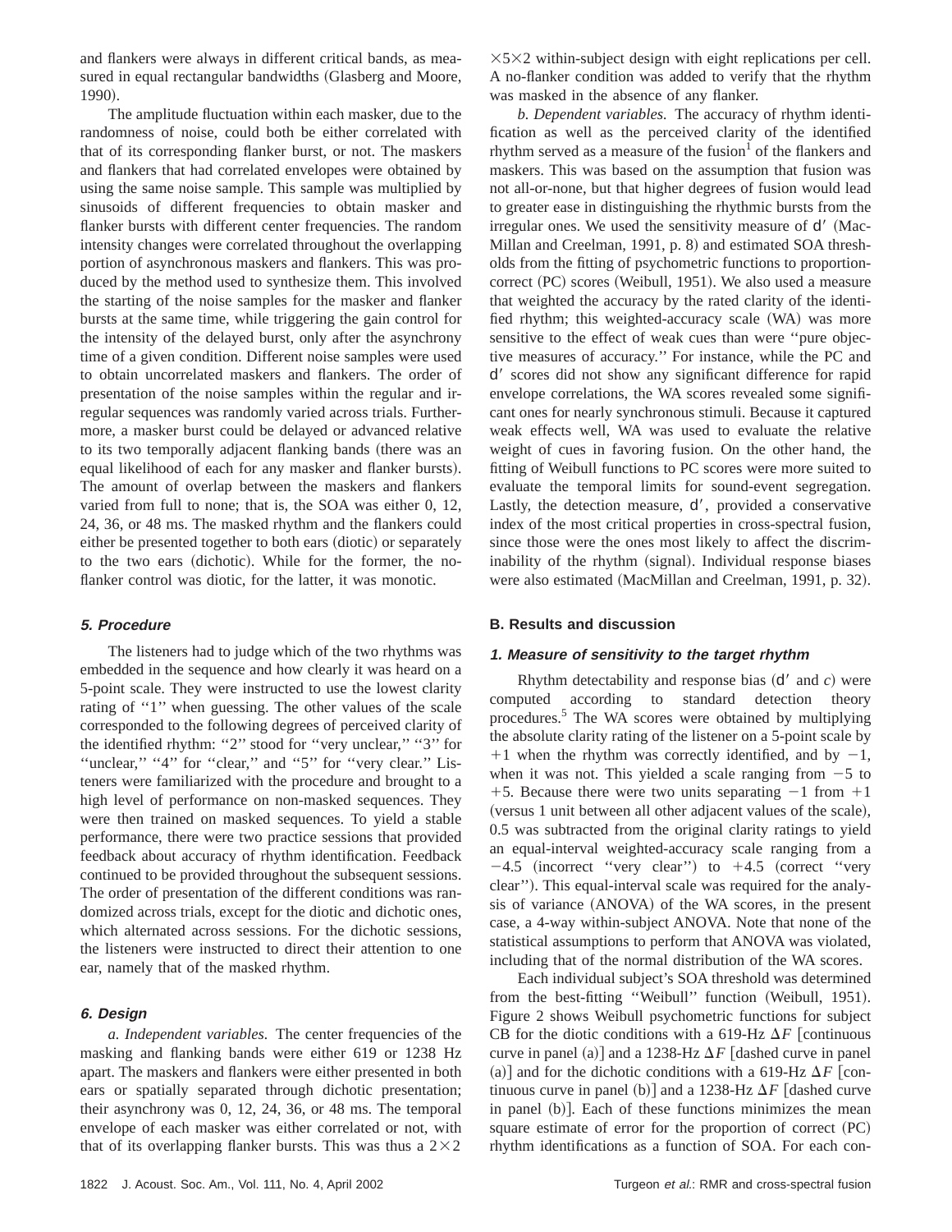and flankers were always in different critical bands, as measured in equal rectangular bandwidths (Glasberg and Moore, 1990).

The amplitude fluctuation within each masker, due to the randomness of noise, could both be either correlated with that of its corresponding flanker burst, or not. The maskers and flankers that had correlated envelopes were obtained by using the same noise sample. This sample was multiplied by sinusoids of different frequencies to obtain masker and flanker bursts with different center frequencies. The random intensity changes were correlated throughout the overlapping portion of asynchronous maskers and flankers. This was produced by the method used to synthesize them. This involved the starting of the noise samples for the masker and flanker bursts at the same time, while triggering the gain control for the intensity of the delayed burst, only after the asynchrony time of a given condition. Different noise samples were used to obtain uncorrelated maskers and flankers. The order of presentation of the noise samples within the regular and irregular sequences was randomly varied across trials. Furthermore, a masker burst could be delayed or advanced relative to its two temporally adjacent flanking bands (there was an equal likelihood of each for any masker and flanker bursts). The amount of overlap between the maskers and flankers varied from full to none; that is, the SOA was either 0, 12, 24, 36, or 48 ms. The masked rhythm and the flankers could either be presented together to both ears (diotic) or separately to the two ears (dichotic). While for the former, the no-flanker control was diotic, for the latter, it was monotic.

#### 5. Procedure

The listeners had to judge which of the two rhythms was embedded in the sequence and how clearly it was heard on a 5-point scale. They were instructed to use the lowest clarity rating of "1" when guessing. The other values of the scale corresponded to the following degrees of perceived clarity of the identified rhythm: "2" stood for "very unclear," "3" for "unclear," "4" for "clear," and "5" for "very clear." Listeners were familiarized with the procedure and brought to a high level of performance on non-masked sequences. They were then trained on masked sequences. To yield a stable performance, there were two practice sessions that provided feedback about accuracy of rhythm identification. Feedback continued to be provided throughout the subsequent sessions. The order of presentation of the different conditions was randomized across trials, except for the diotic and dichotic ones, which alternated across sessions. For the dichotic sessions, the listeners were instructed to direct their attention to one ear, namely that of the masked rhythm.

#### 6. Design

*a. Independent variables.* The center frequencies of the masking and flanking bands were either 619 or 1238 Hz apart. The maskers and flankers were either presented in both ears or spatially separated through dichotic presentation; their asynchrony was 0, 12, 24, 36, or 48 ms. The temporal envelope of each masker was either correlated or not, with that of its overlapping flanker bursts. This was thus a $2\times2\times5\times2$ within-subject design with eight replications per cell. A no-flanker condition was added to verify that the rhythm was masked in the absence of any flanker.

*b. Dependent variables.* The accuracy of rhythm identification as well as the perceived clarity of the identified rhythm served as a measure of the fusion[1] of the flankers and maskers. This was based on the assumption that fusion was not all-or-none, but that higher degrees of fusion would lead to greater ease in distinguishing the rhythmic bursts from the irregular ones. We used the sensitivity measure of $d'$ (MacMillan and Creelman, 1991, p. 8) and estimated SOA thresholds from the fitting of psychometric functions to proportion-correct (PC) scores (Weibull, 1951). We also used a measure that weighted the accuracy by the rated clarity of the identified rhythm; this weighted-accuracy scale (WA) was more sensitive to the effect of weak cues than were "pure objective measures of accuracy." For instance, while the PC and $d'$ scores did not show any significant difference for rapid envelope correlations, the WA scores revealed some significant ones for nearly synchronous stimuli. Because it captured weak effects well, WA was used to evaluate the relative weight of cues in favoring fusion. On the other hand, the fitting of Weibull functions to PC scores were more suited to evaluate the temporal limits for sound-event segregation. Lastly, the detection measure, $d'$, provided a conservative index of the most critical properties in cross-spectral fusion, since those were the ones most likely to affect the discriminability of the rhythm (signal). Individual response biases were also estimated (MacMillan and Creelman, 1991, p. 32).

### B. Results and discussion

#### 1. Measure of sensitivity to the target rhythm

Rhythm detectability and response bias ($d'$ and $c$) were computed according to standard detection theory procedures.[5] The WA scores were obtained by multiplying the absolute clarity rating of the listener on a 5-point scale by $+1$ when the rhythm was correctly identified, and by $-1$, when it was not. This yielded a scale ranging from $-5$ to $+5$. Because there were two units separating $-1$ from $+1$ (versus 1 unit between all other adjacent values of the scale), 0.5 was subtracted from the original clarity ratings to yield an equal-interval weighted-accuracy scale ranging from a $-4.5$ (incorrect "very clear") to $+4.5$ (correct "very clear"). This equal-interval scale was required for the analysis of variance (ANOVA) of the WA scores, in the present case, a 4-way within-subject ANOVA. Note that none of the statistical assumptions to perform that ANOVA was violated, including that of the normal distribution of the WA scores.

Each individual subject's SOA threshold was determined from the best-fitting "Weibull" function (Weibull, 1951). Figure 2 shows Weibull psychometric functions for subject CB for the diotic conditions with a 619-Hz $\Delta F$ [continuous curve in panel (a)] and a 1238-Hz $\Delta F$ [dashed curve in panel (a)] and for the dichotic conditions with a 619-Hz $\Delta F$ [continuous curve in panel (b)] and a 1238-Hz $\Delta F$ [dashed curve in panel (b)]. Each of these functions minimizes the mean square estimate of error for the proportion of correct (PC) rhythm identifications as a function of SOA. For each con-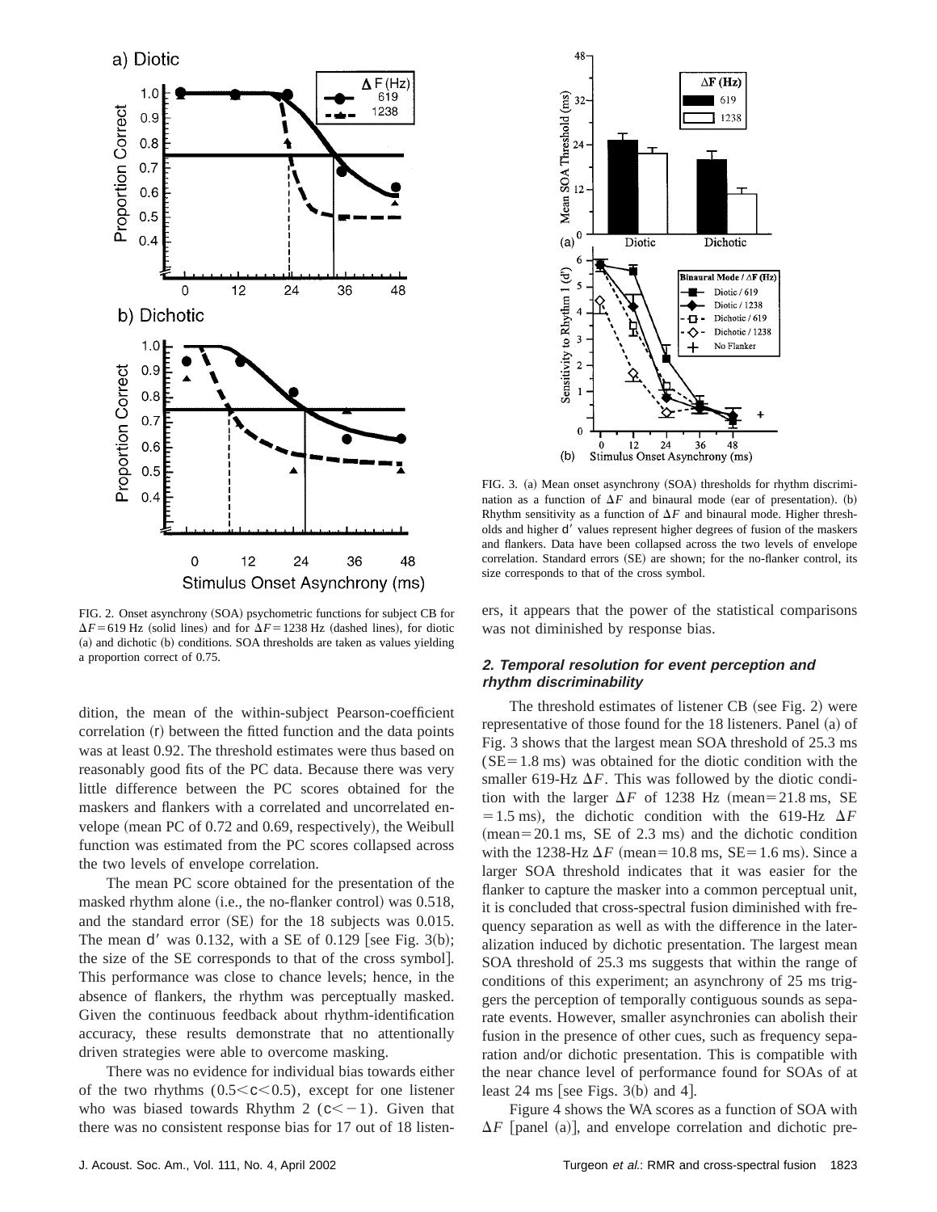FIG. 2. Onset asynchrony (SOA) psychometric functions for subject CB for $\Delta F = 619$ Hz (solid lines) and for $\Delta F = 1238$ Hz (dashed lines), for diotic (a) and dichotic (b) conditions. SOA thresholds are taken as values yielding a proportion correct of 0.75.

dition, the mean of the within-subject Pearson-coefficient correlation (r) between the fitted function and the data points was at least 0.92. The threshold estimates were thus based on reasonably good fits of the PC data. Because there was very little difference between the PC scores obtained for the maskers and flankers with a correlated and uncorrelated envelope (mean PC of 0.72 and 0.69, respectively), the Weibull function was estimated from the PC scores collapsed across the two levels of envelope correlation.

The mean PC score obtained for the presentation of the masked rhythm alone (i.e., the no-flanker control) was 0.518, and the standard error (SE) for the 18 subjects was 0.015. The mean $d'$ was 0.132, with a SE of 0.129 [see Fig. 3(b); the size of the SE corresponds to that of the cross symbol]. This performance was close to chance levels; hence, in the absence of flankers, the rhythm was perceptually masked. Given the continuous feedback about rhythm-identification accuracy, these results demonstrate that no attentionally driven strategies were able to overcome masking.

There was no evidence for individual bias towards either of the two rhythms $(0.5 < c < 0.5)$, except for one listener who was biased towards Rhythm 2 $(c < -1)$. Given that there was no consistent response bias for 17 out of 18 listeners, it appears that the power of the statistical comparisons was not diminished by response bias.

FIG. 3. (a) Mean onset asynchrony (SOA) thresholds for rhythm discrimination as a function of $\Delta F$ and binaural mode (ear of presentation). (b) Rhythm sensitivity as a function of $\Delta F$ and binaural mode. Higher thresholds and higher $d'$ values represent higher degrees of fusion of the maskers and flankers. Data have been collapsed across the two levels of envelope correlation. Standard errors (SE) are shown; for the no-flanker control, its size corresponds to that of the cross symbol.

### 2. Temporal resolution for event perception and rhythm discriminability

The threshold estimates of listener CB (see Fig. 2) were representative of those found for the 18 listeners. Panel (a) of Fig. 3 shows that the largest mean SOA threshold of 25.3 ms (SE = 1.8 ms) was obtained for the diotic condition with the smaller 619-Hz $\Delta F$. This was followed by the diotic condition with the larger $\Delta F$ of 1238 Hz (mean = 21.8 ms, SE = 1.5 ms), the dichotic condition with the 619-Hz $\Delta F$ (mean = 20.1 ms, SE of 2.3 ms) and the dichotic condition with the 1238-Hz $\Delta F$ (mean = 10.8 ms, SE = 1.6 ms). Since a larger SOA threshold indicates that it was easier for the flanker to capture the masker into a common perceptual unit, it is concluded that cross-spectral fusion diminished with frequency separation as well as with the difference in the lateralization induced by dichotic presentation. The largest mean SOA threshold of 25.3 ms suggests that within the range of conditions of this experiment; an asynchrony of 25 ms triggers the perception of temporally contiguous sounds as separate events. However, smaller asynchronies can abolish their fusion in the presence of other cues, such as frequency separation and/or dichotic presentation. This is compatible with the near chance level of performance found for SOAs of at least 24 ms [see Figs. 3(b) and 4].

Figure 4 shows the WA scores as a function of SOA with $\Delta F$ [panel (a)], and envelope correlation and dichotic pre-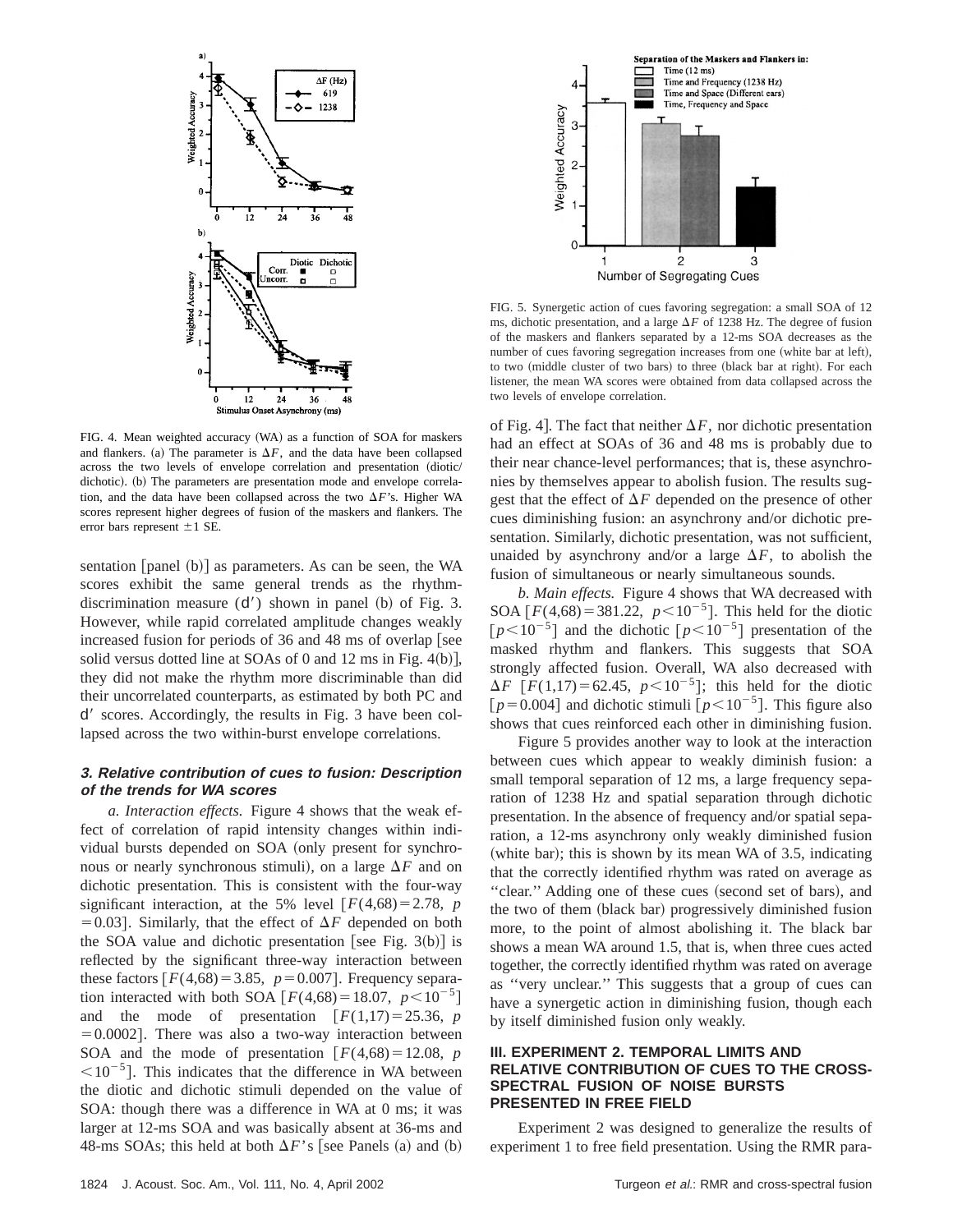FIG. 4. Mean weighted accuracy (WA) as a function of SOA for maskers and flankers. (a) The parameter is $\Delta F$, and the data have been collapsed across the two levels of envelope correlation and presentation (diotic/dichotic). (b) The parameters are presentation mode and envelope correlation, and the data have been collapsed across the two $\Delta F$'s. Higher WA scores represent higher degrees of fusion of the maskers and flankers. The error bars represent $\pm 1$ SE.

sentation [panel (b)] as parameters. As can be seen, the WA scores exhibit the same general trends as the rhythm-discrimination measure ($d'$) shown in panel (b) of Fig. 3. However, while rapid correlated amplitude changes weakly increased fusion for periods of 36 and 48 ms of overlap [see solid versus dotted line at SOAs of 0 and 12 ms in Fig. 4(b)], they did not make the rhythm more discriminable than did their uncorrelated counterparts, as estimated by both PC and $d'$ scores. Accordingly, the results in Fig. 3 have been collapsed across the two within-burst envelope correlations.

### 3. Relative contribution of cues to fusion: Description of the trends for WA scores

*a. Interaction effects.* Figure 4 shows that the weak effect of correlation of rapid intensity changes within individual bursts depended on SOA (only present for synchronous or nearly synchronous stimuli), on a large $\Delta F$ and on dichotic presentation. This is consistent with the four-way significant interaction, at the 5% level [$F(4,68)=2.78$, $p=0.03$]. Similarly, that the effect of $\Delta F$ depended on both the SOA value and dichotic presentation [see Fig. 3(b)] is reflected by the significant three-way interaction between these factors [$F(4,68)=3.85$, $p=0.007$]. Frequency separation interacted with both SOA [$F(4,68)=18.07$, $p<10^{-5}$] and the mode of presentation [$F(1,17)=25.36$, $p=0.0002$]. There was also a two-way interaction between SOA and the mode of presentation [$F(4,68)=12.08$, $p<10^{-5}$]. This indicates that the difference in WA between the diotic and dichotic stimuli depended on the value of SOA: though there was a difference in WA at 0 ms; it was larger at 12-ms SOA and was basically absent at 36-ms and 48-ms SOAs; this held at both $\Delta F$'s [see Panels (a) and (b) of Fig. 4]. The fact that neither $\Delta F$, nor dichotic presentation had an effect at SOAs of 36 and 48 ms is probably due to their near chance-level performances; that is, these asynchronies by themselves appear to abolish fusion. The results suggest that the effect of $\Delta F$ depended on the presence of other cues diminishing fusion: an asynchrony and/or dichotic presentation. Similarly, dichotic presentation, was not sufficient, unaided by asynchrony and/or a large $\Delta F$, to abolish the fusion of simultaneous or nearly simultaneous sounds.

*b. Main effects.* Figure 4 shows that WA decreased with SOA [$F(4,68)=381.22$, $p<10^{-5}$]. This held for the diotic [$p<10^{-5}$] and the dichotic [$p<10^{-5}$] presentation of the masked rhythm and flankers. This suggests that SOA strongly affected fusion. Overall, WA also decreased with $\Delta F$ [$F(1,17)=62.45$, $p<10^{-5}$]; this held for the diotic [$p=0.004$] and dichotic stimuli [$p<10^{-5}$]. This figure also shows that cues reinforced each other in diminishing fusion.

Figure 5 provides another way to look at the interaction between cues which appear to weakly diminish fusion: a small temporal separation of 12 ms, a large frequency separation of 1238 Hz and spatial separation through dichotic presentation. In the absence of frequency and/or spatial separation, a 12-ms asynchrony only weakly diminished fusion (white bar); this is shown by its mean WA of 3.5, indicating that the correctly identified rhythm was rated on average as "clear." Adding one of these cues (second set of bars), and the two of them (black bar) progressively diminished fusion more, to the point of almost abolishing it. The black bar shows a mean WA around 1.5, that is, when three cues acted together, the correctly identified rhythm was rated on average as "very unclear." This suggests that a group of cues can have a synergetic action in diminishing fusion, though each by itself diminished fusion only weakly.

FIG. 5. Synergetic action of cues favoring segregation: a small SOA of 12 ms, dichotic presentation, and a large $\Delta F$ of 1238 Hz. The degree of fusion of the maskers and flankers separated by a 12-ms SOA decreases as the number of cues favoring segregation increases from one (white bar at left), to two (middle cluster of two bars) to three (black bar at right). For each listener, the mean WA scores were obtained from data collapsed across the two levels of envelope correlation.

## III. EXPERIMENT 2. TEMPORAL LIMITS AND RELATIVE CONTRIBUTION OF CUES TO THE CROSS-SPECTRAL FUSION OF NOISE BURSTS PRESENTED IN FREE FIELD

Experiment 2 was designed to generalize the results of experiment 1 to free field presentation. Using the RMR para-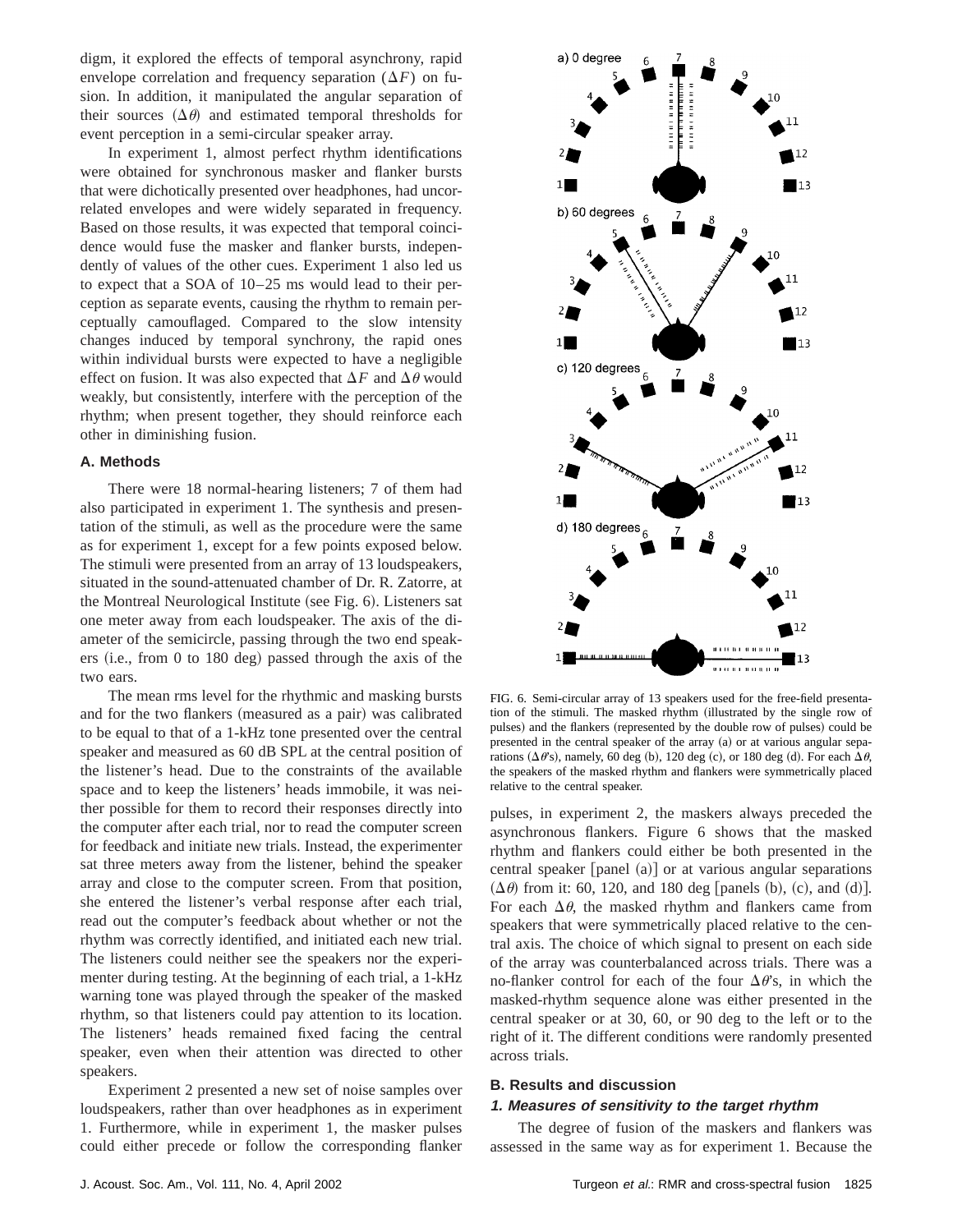digm, it explored the effects of temporal asynchrony, rapid envelope correlation and frequency separation ($\Delta F$) on fusion. In addition, it manipulated the angular separation of their sources ($\Delta\theta$) and estimated temporal thresholds for event perception in a semi-circular speaker array.

In experiment 1, almost perfect rhythm identifications were obtained for synchronous masker and flanker bursts that were dichotically presented over headphones, had uncorrelated envelopes and were widely separated in frequency. Based on those results, it was expected that temporal coincidence would fuse the masker and flanker bursts, independently of values of the other cues. Experiment 1 also led us to expect that a SOA of 10–25 ms would lead to their perception as separate events, causing the rhythm to remain perceptually camouflaged. Compared to the slow intensity changes induced by temporal synchrony, the rapid ones within individual bursts were expected to have a negligible effect on fusion. It was also expected that $\Delta F$ and $\Delta\theta$ would weakly, but consistently, interfere with the perception of the rhythm; when present together, they should reinforce each other in diminishing fusion.

### A. Methods

There were 18 normal-hearing listeners; 7 of them had also participated in experiment 1. The synthesis and presentation of the stimuli, as well as the procedure were the same as for experiment 1, except for a few points exposed below. The stimuli were presented from an array of 13 loudspeakers, situated in the sound-attenuated chamber of Dr. R. Zatorre, at the Montreal Neurological Institute (see Fig. 6). Listeners sat one meter away from each loudspeaker. The axis of the diameter of the semicircle, passing through the two end speakers (i.e., from 0 to 180 deg) passed through the axis of the two ears.

The mean rms level for the rhythmic and masking bursts and for the two flankers (measured as a pair) was calibrated to be equal to that of a 1-kHz tone presented over the central speaker and measured as 60 dB SPL at the central position of the listener's head. Due to the constraints of the available space and to keep the listeners' heads immobile, it was neither possible for them to record their responses directly into the computer after each trial, nor to read the computer screen for feedback and initiate new trials. Instead, the experimenter sat three meters away from the listener, behind the speaker array and close to the computer screen. From that position, she entered the listener's verbal response after each trial, read out the computer's feedback about whether or not the rhythm was correctly identified, and initiated each new trial. The listeners could neither see the speakers nor the experimenter during testing. At the beginning of each trial, a 1-kHz warning tone was played through the speaker of the masked rhythm, so that listeners could pay attention to its location. The listeners' heads remained fixed facing the central speaker, even when their attention was directed to other speakers.

Experiment 2 presented a new set of noise samples over loudspeakers, rather than over headphones as in experiment 1. Furthermore, while in experiment 1, the masker pulses could either precede or follow the corresponding flanker pulses, in experiment 2, the maskers always preceded the asynchronous flankers. Figure 6 shows that the masked rhythm and flankers could either be both presented in the central speaker [panel (a)] or at various angular separations ($\Delta\theta$) from it: 60, 120, and 180 deg [panels (b), (c), and (d)]. For each $\Delta\theta$, the masked rhythm and flankers came from speakers that were symmetrically placed relative to the central axis. The choice of which signal to present on each side of the array was counterbalanced across trials. There was a no-flanker control for each of the four $\Delta\theta$'s, in which the masked-rhythm sequence alone was either presented in the central speaker or at 30, 60, or 90 deg to the left or to the right of it. The different conditions were randomly presented across trials.

FIG. 6. Semi-circular array of 13 speakers used for the free-field presentation of the stimuli. The masked rhythm (illustrated by the single row of pulses) and the flankers (represented by the double row of pulses) could be presented in the central speaker of the array (a) or at various angular separations ($\Delta\theta$'s), namely, 60 deg (b), 120 deg (c), or 180 deg (d). For each $\Delta\theta$, the speakers of the masked rhythm and flankers were symmetrically placed relative to the central speaker.

### B. Results and discussion

#### *1. Measures of sensitivity to the target rhythm*

The degree of fusion of the maskers and flankers was assessed in the same way as for experiment 1. Because the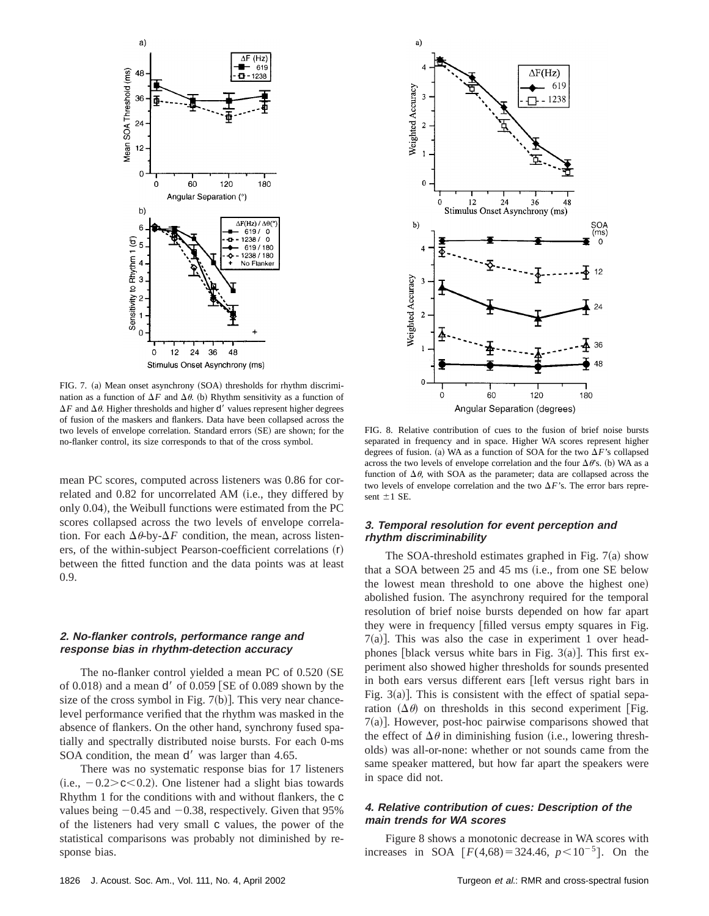FIG. 7. (a) Mean onset asynchrony (SOA) thresholds for rhythm discrimination as a function of $\Delta F$ and $\Delta\theta$. (b) Rhythm sensitivity as a function of $\Delta F$ and $\Delta\theta$. Higher thresholds and higher $d'$ values represent higher degrees of fusion of the maskers and flankers. Data have been collapsed across the two levels of envelope correlation. Standard errors (SE) are shown; for the no-flanker control, its size corresponds to that of the cross symbol.

FIG. 8. Relative contribution of cues to the fusion of brief noise bursts separated in frequency and in space. Higher WA scores represent higher degrees of fusion. (a) WA as a function of SOA for the two $\Delta F$'s collapsed across the two levels of envelope correlation and the four $\Delta\theta$'s. (b) WA as a function of $\Delta\theta$, with SOA as the parameter; data are collapsed across the two levels of envelope correlation and the two $\Delta F$'s. The error bars represent $\pm 1$ SE.

mean PC scores, computed across listeners was 0.86 for correlated and 0.82 for uncorrelated AM (i.e., they differed by only 0.04), the Weibull functions were estimated from the PC scores collapsed across the two levels of envelope correlation. For each $\Delta\theta$-by-$\Delta F$ condition, the mean, across listeners, of the within-subject Pearson-coefficient correlations ($r$) between the fitted function and the data points was at least 0.9.

#### 2. No-flanker controls, performance range and response bias in rhythm-detection accuracy

The no-flanker control yielded a mean PC of 0.520 (SE of 0.018) and a mean $d'$ of 0.059 [SE of 0.089 shown by the size of the cross symbol in Fig. 7(b)]. This very near chance-level performance verified that the rhythm was masked in the absence of flankers. On the other hand, synchrony fused spatially and spectrally distributed noise bursts. For each 0-ms SOA condition, the mean $d'$ was larger than 4.65.

There was no systematic response bias for 17 listeners (i.e., $-0.2 > c < 0.2$). One listener had a slight bias towards Rhythm 1 for the conditions with and without flankers, the $c$ values being $-0.45$ and $-0.38$, respectively. Given that 95% of the listeners had very small $c$ values, the power of the statistical comparisons was probably not diminished by response bias.

#### 3. Temporal resolution for event perception and rhythm discriminability

The SOA-threshold estimates graphed in Fig. 7(a) show that a SOA between 25 and 45 ms (i.e., from one SE below the lowest mean threshold to one above the highest one) abolished fusion. The asynchrony required for the temporal resolution of brief noise bursts depended on how far apart they were in frequency [filled versus empty squares in Fig. 7(a)]. This was also the case in experiment 1 over headphones [black versus white bars in Fig. 3(a)]. This first experiment also showed higher thresholds for sounds presented in both ears versus different ears [left versus right bars in Fig. 3(a)]. This is consistent with the effect of spatial separation ($\Delta\theta$) on thresholds in this second experiment [Fig. 7(a)]. However, post-hoc pairwise comparisons showed that the effect of $\Delta\theta$ in diminishing fusion (i.e., lowering thresholds) was all-or-none: whether or not sounds came from the same speaker mattered, but how far apart the speakers were in space did not.

#### 4. Relative contribution of cues: Description of the main trends for WA scores

Figure 8 shows a monotonic decrease in WA scores with increases in SOA [$F(4,68) = 324.46$, $p < 10^{-5}$]. On the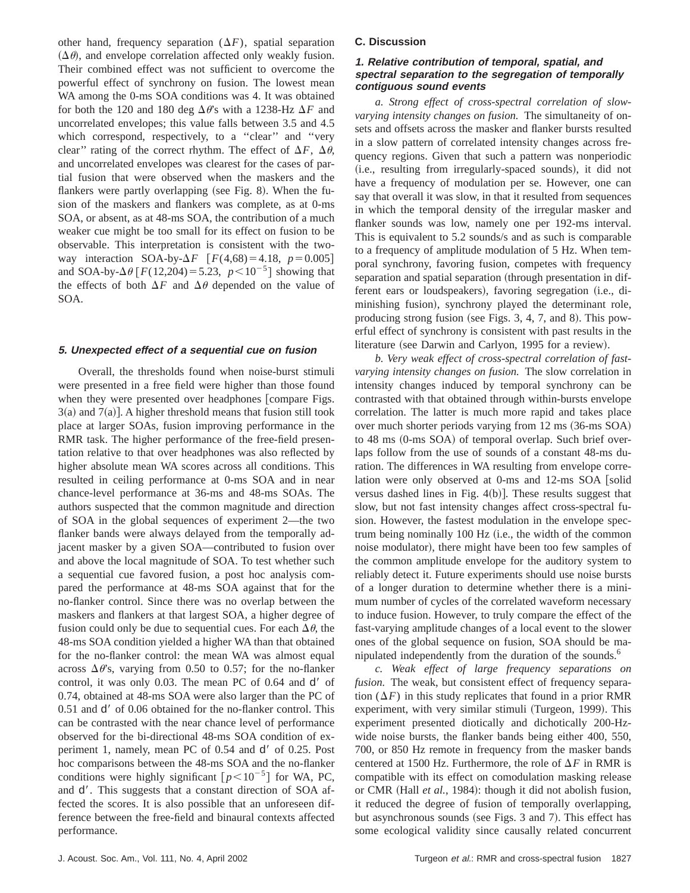other hand, frequency separation ($\Delta F$), spatial separation ($\Delta\theta$), and envelope correlation affected only weakly fusion. Their combined effect was not sufficient to overcome the powerful effect of synchrony on fusion. The lowest mean WA among the 0-ms SOA conditions was 4. It was obtained for both the 120 and 180 deg $\Delta\theta$'s with a 1238-Hz $\Delta F$ and uncorrelated envelopes; this value falls between 3.5 and 4.5 which correspond, respectively, to a ''clear'' and ''very clear'' rating of the correct rhythm. The effect of $\Delta F$, $\Delta\theta$, and uncorrelated envelopes was clearest for the cases of partial fusion that were observed when the maskers and the flankers were partly overlapping (see Fig. 8). When the fusion of the maskers and flankers was complete, as at 0-ms SOA, or absent, as at 48-ms SOA, the contribution of a much weaker cue might be too small for its effect on fusion to be observable. This interpretation is consistent with the two-way interaction SOA-by-$\Delta F$ [$F(4,68)=4.18$, $p=0.005$] and SOA-by-$\Delta\theta$ [$F(12,204)=5.23$, $p<10^{-5}$] showing that the effects of both $\Delta F$ and $\Delta\theta$ depended on the value of SOA.

#### 5. Unexpected effect of a sequential cue on fusion

Overall, the thresholds found when noise-burst stimuli were presented in a free field were higher than those found when they were presented over headphones [compare Figs. 3(a) and 7(a)]. A higher threshold means that fusion still took place at larger SOAs, fusion improving performance in the RMR task. The higher performance of the free-field presentation relative to that over headphones was also reflected by higher absolute mean WA scores across all conditions. This resulted in ceiling performance at 0-ms SOA and in near chance-level performance at 36-ms and 48-ms SOAs. The authors suspected that the common magnitude and direction of SOA in the global sequences of experiment 2—the two flanker bands were always delayed from the temporally adjacent masker by a given SOA—contributed to fusion over and above the local magnitude of SOA. To test whether such a sequential cue favored fusion, a post hoc analysis compared the performance at 48-ms SOA against that for the no-flanker control. Since there was no overlap between the maskers and flankers at that largest SOA, a higher degree of fusion could only be due to sequential cues. For each $\Delta\theta$, the 48-ms SOA condition yielded a higher WA than that obtained for the no-flanker control: the mean WA was almost equal across $\Delta\theta$'s, varying from 0.50 to 0.57; for the no-flanker control, it was only 0.03. The mean PC of 0.64 and $d'$ of 0.74, obtained at 48-ms SOA were also larger than the PC of 0.51 and $d'$ of 0.06 obtained for the no-flanker control. This can be contrasted with the near chance level of performance observed for the bi-directional 48-ms SOA condition of experiment 1, namely, mean PC of 0.54 and $d'$ of 0.25. Post hoc comparisons between the 48-ms SOA and the no-flanker conditions were highly significant [$p<10^{-5}$] for WA, PC, and $d'$. This suggests that a constant direction of SOA affected the scores. It is also possible that an unforeseen difference between the free-field and binaural contexts affected performance.

### C. Discussion

#### 1. Relative contribution of temporal, spatial, and spectral separation to the segregation of temporally contiguous sound events

*a. Strong effect of cross-spectral correlation of slow-varying intensity changes on fusion.* The simultaneity of onsets and offsets across the masker and flanker bursts resulted in a slow pattern of correlated intensity changes across frequency regions. Given that such a pattern was nonperiodic (i.e., resulting from irregularly-spaced sounds), it did not have a frequency of modulation per se. However, one can say that overall it was slow, in that it resulted from sequences in which the temporal density of the irregular masker and flanker sounds was low, namely one per 192-ms interval. This is equivalent to 5.2 sounds/s and as such is comparable to a frequency of amplitude modulation of 5 Hz. When temporal synchrony, favoring fusion, competes with frequency separation and spatial separation (through presentation in different ears or loudspeakers), favoring segregation (i.e., diminishing fusion), synchrony played the determinant role, producing strong fusion (see Figs. 3, 4, 7, and 8). This powerful effect of synchrony is consistent with past results in the literature (see Darwin and Carlyon, 1995 for a review).

*b. Very weak effect of cross-spectral correlation of fast-varying intensity changes on fusion.* The slow correlation in intensity changes induced by temporal synchrony can be contrasted with that obtained through within-bursts envelope correlation. The latter is much more rapid and takes place over much shorter periods varying from 12 ms (36-ms SOA) to 48 ms (0-ms SOA) of temporal overlap. Such brief overlaps follow from the use of sounds of a constant 48-ms duration. The differences in WA resulting from envelope correlation were only observed at 0-ms and 12-ms SOA [solid versus dashed lines in Fig. 4(b)]. These results suggest that slow, but not fast intensity changes affect cross-spectral fusion. However, the fastest modulation in the envelope spectrum being nominally 100 Hz (i.e., the width of the common noise modulator), there might have been too few samples of the common amplitude envelope for the auditory system to reliably detect it. Future experiments should use noise bursts of a longer duration to determine whether there is a minimum number of cycles of the correlated waveform necessary to induce fusion. However, to truly compare the effect of the fast-varying amplitude changes of a local event to the slower ones of the global sequence on fusion, SOA should be manipulated independently from the duration of the sounds.[6]

*c. Weak effect of large frequency separations on fusion.* The weak, but consistent effect of frequency separation ($\Delta F$) in this study replicates that found in a prior RMR experiment, with very similar stimuli (Turgeon, 1999). This experiment presented diotically and dichotically 200-Hz-wide noise bursts, the flanker bands being either 400, 550, 700, or 850 Hz remote in frequency from the masker bands centered at 1500 Hz. Furthermore, the role of $\Delta F$ in RMR is compatible with its effect on comodulation masking release or CMR (Hall *et al.*, 1984): though it did not abolish fusion, it reduced the degree of fusion of temporally overlapping, but asynchronous sounds (see Figs. 3 and 7). This effect has some ecological validity since causally related concurrent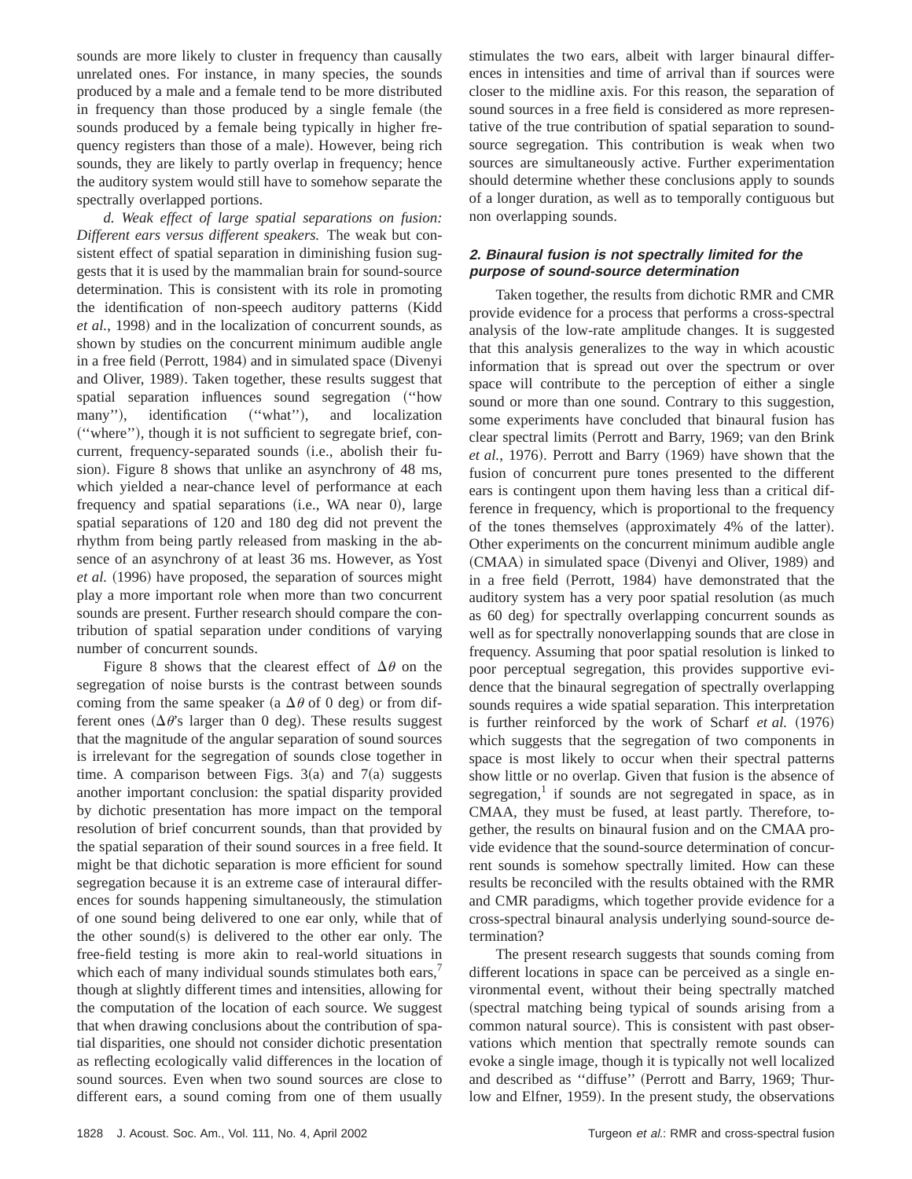sounds are more likely to cluster in frequency than causally unrelated ones. For instance, in many species, the sounds produced by a male and a female tend to be more distributed in frequency than those produced by a single female (the sounds produced by a female being typically in higher frequency registers than those of a male). However, being rich sounds, they are likely to partly overlap in frequency; hence the auditory system would still have to somehow separate the spectrally overlapped portions.

*d. Weak effect of large spatial separations on fusion: Different ears versus different speakers.* The weak but consistent effect of spatial separation in diminishing fusion suggests that it is used by the mammalian brain for sound-source determination. This is consistent with its role in promoting the identification of non-speech auditory patterns (Kidd *et al.*, 1998) and in the localization of concurrent sounds, as shown by studies on the concurrent minimum audible angle in a free field (Perrott, 1984) and in simulated space (Divenyi and Oliver, 1989). Taken together, these results suggest that spatial separation influences sound segregation (''how many''), identification (''what''), and localization (''where''), though it is not sufficient to segregate brief, concurrent, frequency-separated sounds (i.e., abolish their fusion). Figure 8 shows that unlike an asynchrony of 48 ms, which yielded a near-chance level of performance at each frequency and spatial separations (i.e., WA near 0), large spatial separations of 120 and 180 deg did not prevent the rhythm from being partly released from masking in the absence of an asynchrony of at least 36 ms. However, as Yost *et al.* (1996) have proposed, the separation of sources might play a more important role when more than two concurrent sounds are present. Further research should compare the contribution of spatial separation under conditions of varying number of concurrent sounds.

Figure 8 shows that the clearest effect of $\Delta\theta$ on the segregation of noise bursts is the contrast between sounds coming from the same speaker (a $\Delta\theta$ of 0 deg) or from different ones ($\Delta\theta$'s larger than 0 deg). These results suggest that the magnitude of the angular separation of sound sources is irrelevant for the segregation of sounds close together in time. A comparison between Figs. 3(a) and 7(a) suggests another important conclusion: the spatial disparity provided by dichotic presentation has more impact on the temporal resolution of brief concurrent sounds, than that provided by the spatial separation of their sound sources in a free field. It might be that dichotic separation is more efficient for sound segregation because it is an extreme case of interaural differences for sounds happening simultaneously, the stimulation of one sound being delivered to one ear only, while that of the other sound(s) is delivered to the other ear only. The free-field testing is more akin to real-world situations in which each of many individual sounds stimulates both ears,[7] though at slightly different times and intensities, allowing for the computation of the location of each source. We suggest that when drawing conclusions about the contribution of spatial disparities, one should not consider dichotic presentation as reflecting ecologically valid differences in the location of sound sources. Even when two sound sources are close to different ears, a sound coming from one of them usually stimulates the two ears, albeit with larger binaural differences in intensities and time of arrival than if sources were closer to the midline axis. For this reason, the separation of sound sources in a free field is considered as more representative of the true contribution of spatial separation to sound-source segregation. This contribution is weak when two sources are simultaneously active. Further experimentation should determine whether these conclusions apply to sounds of a longer duration, as well as to temporally contiguous but non overlapping sounds.

### 2. Binaural fusion is not spectrally limited for the purpose of sound-source determination

Taken together, the results from dichotic RMR and CMR provide evidence for a process that performs a cross-spectral analysis of the low-rate amplitude changes. It is suggested that this analysis generalizes to the way in which acoustic information that is spread out over the spectrum or over space will contribute to the perception of either a single sound or more than one sound. Contrary to this suggestion, some experiments have concluded that binaural fusion has clear spectral limits (Perrott and Barry, 1969; van den Brink *et al.*, 1976). Perrott and Barry (1969) have shown that the fusion of concurrent pure tones presented to the different ears is contingent upon them having less than a critical difference in frequency, which is proportional to the frequency of the tones themselves (approximately 4% of the latter). Other experiments on the concurrent minimum audible angle (CMAA) in simulated space (Divenyi and Oliver, 1989) and in a free field (Perrott, 1984) have demonstrated that the auditory system has a very poor spatial resolution (as much as 60 deg) for spectrally overlapping concurrent sounds as well as for spectrally nonoverlapping sounds that are close in frequency. Assuming that poor spatial resolution is linked to poor perceptual segregation, this provides supportive evidence that the binaural segregation of spectrally overlapping sounds requires a wide spatial separation. This interpretation is further reinforced by the work of Scharf *et al.* (1976) which suggests that the segregation of two components in space is most likely to occur when their spectral patterns show little or no overlap. Given that fusion is the absence of segregation,[1] if sounds are not segregated in space, as in CMAA, they must be fused, at least partly. Therefore, together, the results on binaural fusion and on the CMAA provide evidence that the sound-source determination of concurrent sounds is somehow spectrally limited. How can these results be reconciled with the results obtained with the RMR and CMR paradigms, which together provide evidence for a cross-spectral binaural analysis underlying sound-source determination?

The present research suggests that sounds coming from different locations in space can be perceived as a single environmental event, without their being spectrally matched (spectral matching being typical of sounds arising from a common natural source). This is consistent with past observations which mention that spectrally remote sounds can evoke a single image, though it is typically not well localized and described as ''diffuse'' (Perrott and Barry, 1969; Thurlow and Elfner, 1959). In the present study, the observations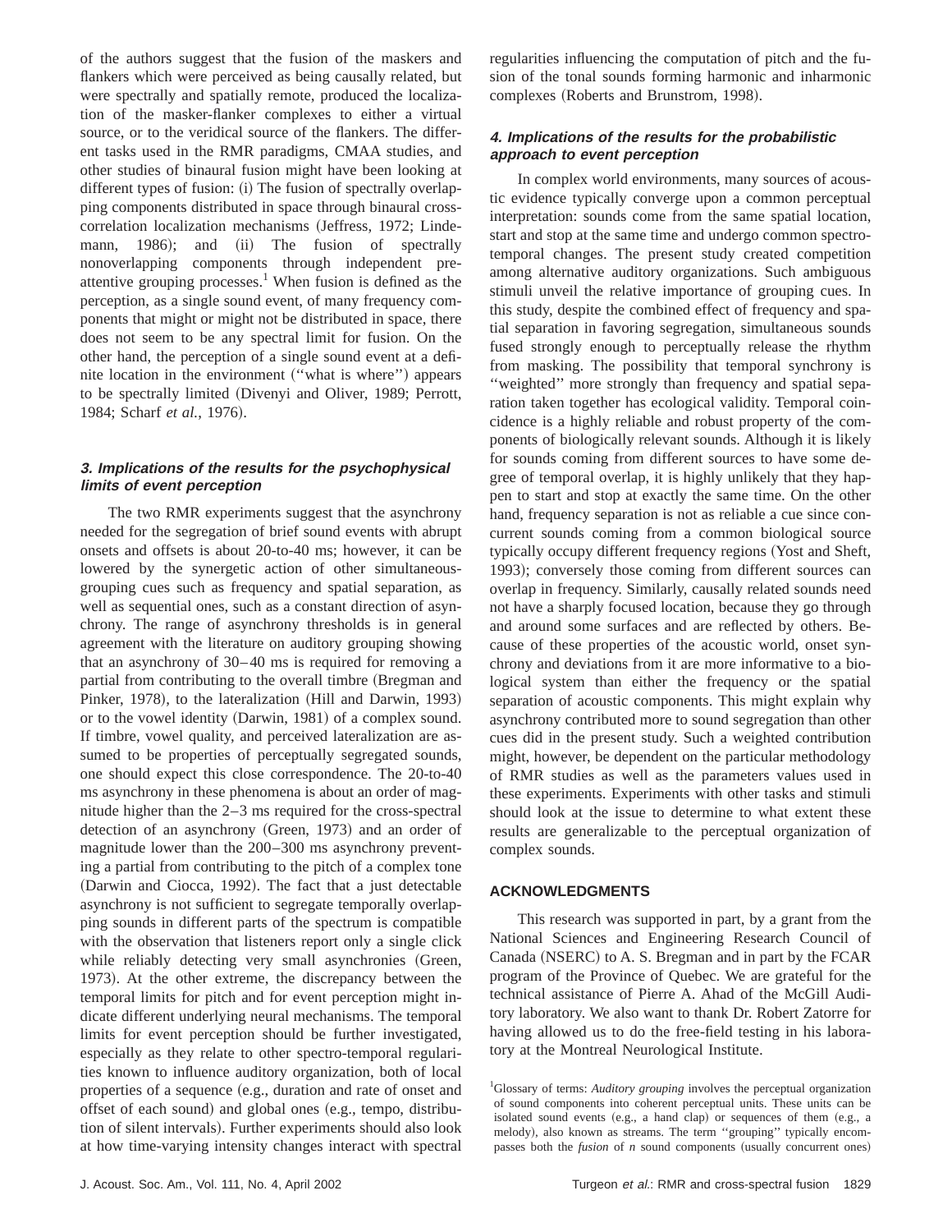of the authors suggest that the fusion of the maskers and flankers which were perceived as being causally related, but were spectrally and spatially remote, produced the localization of the masker-flanker complexes to either a virtual source, or to the veridical source of the flankers. The different tasks used in the RMR paradigms, CMAA studies, and other studies of binaural fusion might have been looking at different types of fusion: (i) The fusion of spectrally overlapping components distributed in space through binaural cross-correlation localization mechanisms (Jeffress, 1972; Lindemann, 1986); and (ii) The fusion of spectrally nonoverlapping components through independent pre-attentive grouping processes.[1] When fusion is defined as the perception, as a single sound event, of many frequency components that might or might not be distributed in space, there does not seem to be any spectral limit for fusion. On the other hand, the perception of a single sound event at a definite location in the environment (''what is where'') appears to be spectrally limited (Divenyi and Oliver, 1989; Perrott, 1984; Scharf *et al.*, 1976).

### 3. Implications of the results for the psychophysical limits of event perception

The two RMR experiments suggest that the asynchrony needed for the segregation of brief sound events with abrupt onsets and offsets is about 20-to-40 ms; however, it can be lowered by the synergetic action of other simultaneous-grouping cues such as frequency and spatial separation, as well as sequential ones, such as a constant direction of asynchrony. The range of asynchrony thresholds is in general agreement with the literature on auditory grouping showing that an asynchrony of 30–40 ms is required for removing a partial from contributing to the overall timbre (Bregman and Pinker, 1978), to the lateralization (Hill and Darwin, 1993) or to the vowel identity (Darwin, 1981) of a complex sound. If timbre, vowel quality, and perceived lateralization are assumed to be properties of perceptually segregated sounds, one should expect this close correspondence. The 20-to-40 ms asynchrony in these phenomena is about an order of magnitude higher than the 2–3 ms required for the cross-spectral detection of an asynchrony (Green, 1973) and an order of magnitude lower than the 200–300 ms asynchrony preventing a partial from contributing to the pitch of a complex tone (Darwin and Ciocca, 1992). The fact that a just detectable asynchrony is not sufficient to segregate temporally overlapping sounds in different parts of the spectrum is compatible with the observation that listeners report only a single click while reliably detecting very small asynchronies (Green, 1973). At the other extreme, the discrepancy between the temporal limits for pitch and for event perception might indicate different underlying neural mechanisms. The temporal limits for event perception should be further investigated, especially as they relate to other spectro-temporal regularities known to influence auditory organization, both of local properties of a sequence (e.g., duration and rate of onset and offset of each sound) and global ones (e.g., tempo, distribution of silent intervals). Further experiments should also look at how time-varying intensity changes interact with spectral regularities influencing the computation of pitch and the fusion of the tonal sounds forming harmonic and inharmonic complexes (Roberts and Brunstrom, 1998).

### 4. Implications of the results for the probabilistic approach to event perception

In complex world environments, many sources of acoustic evidence typically converge upon a common perceptual interpretation: sounds come from the same spatial location, start and stop at the same time and undergo common spectro-temporal changes. The present study created competition among alternative auditory organizations. Such ambiguous stimuli unveil the relative importance of grouping cues. In this study, despite the combined effect of frequency and spatial separation in favoring segregation, simultaneous sounds fused strongly enough to perceptually release the rhythm from masking. The possibility that temporal synchrony is ''weighted'' more strongly than frequency and spatial separation taken together has ecological validity. Temporal coincidence is a highly reliable and robust property of the components of biologically relevant sounds. Although it is likely for sounds coming from different sources to have some degree of temporal overlap, it is highly unlikely that they happen to start and stop at exactly the same time. On the other hand, frequency separation is not as reliable a cue since concurrent sounds coming from a common biological source typically occupy different frequency regions (Yost and Sheft, 1993); conversely those coming from different sources can overlap in frequency. Similarly, causally related sounds need not have a sharply focused location, because they go through and around some surfaces and are reflected by others. Because of these properties of the acoustic world, onset synchrony and deviations from it are more informative to a biological system than either the frequency or the spatial separation of acoustic components. This might explain why asynchrony contributed more to sound segregation than other cues did in the present study. Such a weighted contribution might, however, be dependent on the particular methodology of RMR studies as well as the parameters values used in these experiments. Experiments with other tasks and stimuli should look at the issue to determine to what extent these results are generalizable to the perceptual organization of complex sounds.

## ACKNOWLEDGMENTS

This research was supported in part, by a grant from the National Sciences and Engineering Research Council of Canada (NSERC) to A. S. Bregman and in part by the FCAR program of the Province of Quebec. We are grateful for the technical assistance of Pierre A. Ahad of the McGill Auditory laboratory. We also want to thank Dr. Robert Zatorre for having allowed us to do the free-field testing in his laboratory at the Montreal Neurological Institute.

[1]Glossary of terms: *Auditory grouping* involves the perceptual organization of sound components into coherent perceptual units. These units can be isolated sound events (e.g., a hand clap) or sequences of them (e.g., a melody), also known as streams. The term ''grouping'' typically encompasses both the *fusion* of *n* sound components (usually concurrent ones)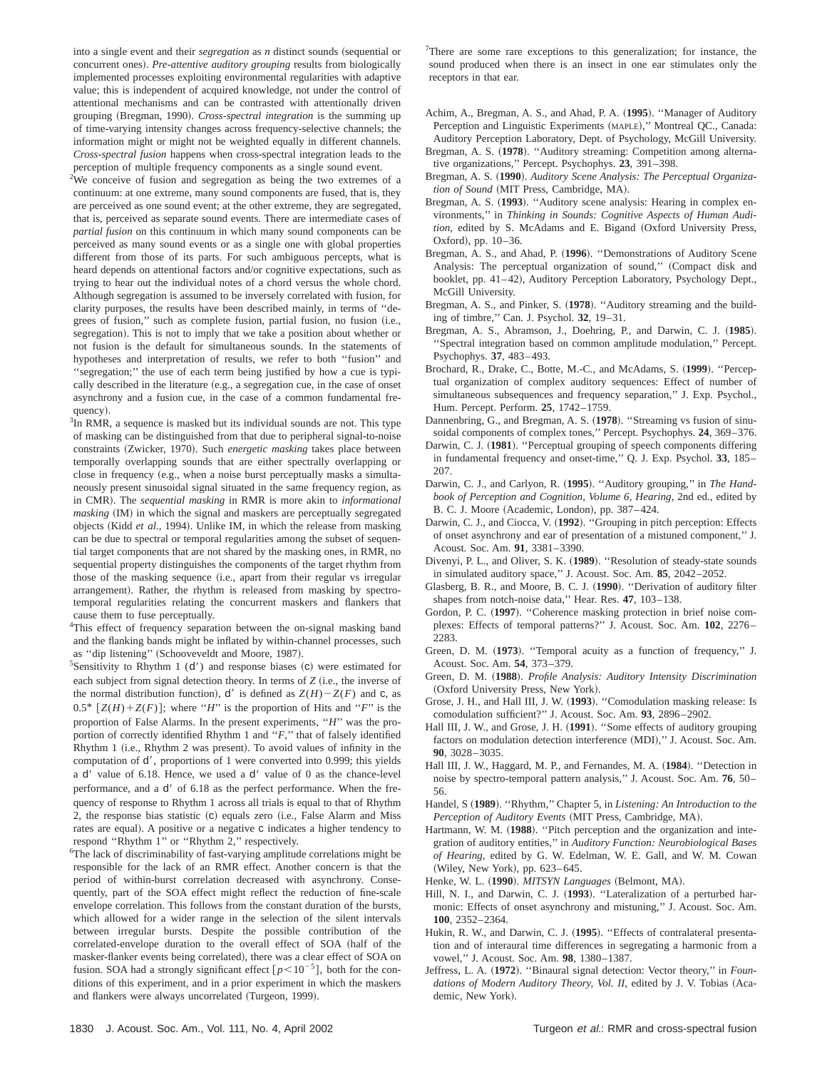into a single event and their *segregation* as *n* distinct sounds (sequential or concurrent ones). *Pre-attentive auditory grouping* results from biologically implemented processes exploiting environmental regularities with adaptive value; this is independent of acquired knowledge, not under the control of attentional mechanisms and can be contrasted with attentionally driven grouping (Bregman, 1990). *Cross-spectral integration* is the summing up of time-varying intensity changes across frequency-selective channels; the information might or might not be weighted equally in different channels. *Cross-spectral fusion* happens when cross-spectral integration leads to the perception of multiple frequency components as a single sound event.

[2]We conceive of fusion and segregation as being the two extremes of a continuum: at one extreme, many sound components are fused, that is, they are perceived as one sound event; at the other extreme, they are segregated, that is, perceived as separate sound events. There are intermediate cases of *partial fusion* on this continuum in which many sound components can be perceived as many sound events or as a single one with global properties different from those of its parts. For such ambiguous percepts, what is heard depends on attentional factors and/or cognitive expectations, such as trying to hear out the individual notes of a chord versus the whole chord. Although segregation is assumed to be inversely correlated with fusion, for clarity purposes, the results have been described mainly, in terms of ''degrees of fusion,'' such as complete fusion, partial fusion, no fusion (i.e., segregation). This is not to imply that we take a position about whether or not fusion is the default for simultaneous sounds. In the statements of hypotheses and interpretation of results, we refer to both ''fusion'' and ''segregation;'' the use of each term being justified by how a cue is typically described in the literature (e.g., a segregation cue, in the case of onset asynchrony and a fusion cue, in the case of a common fundamental frequency).

[3]In RMR, a sequence is masked but its individual sounds are not. This type of masking can be distinguished from that due to peripheral signal-to-noise constraints (Zwicker, 1970). Such *energetic masking* takes place between temporally overlapping sounds that are either spectrally overlapping or close in frequency (e.g., when a noise burst perceptually masks a simultaneously present sinusoidal signal situated in the same frequency region, as in CMR). The *sequential masking* in RMR is more akin to *informational masking* (IM) in which the signal and maskers are perceptually segregated objects (Kidd *et al.*, 1994). Unlike IM, in which the release from masking can be due to spectral or temporal regularities among the subset of sequential target components that are not shared by the masking ones, in RMR, no sequential property distinguishes the components of the target rhythm from those of the masking sequence (i.e., apart from their regular vs irregular arrangement). Rather, the rhythm is released from masking by spectrotemporal regularities relating the concurrent maskers and flankers that cause them to fuse perceptually.

[4]This effect of frequency separation between the on-signal masking band and the flanking bands might be inflated by within-channel processes, such as ''dip listening'' (Schooveveldt and Moore, 1987).

[5]Sensitivity to Rhythm 1 ($d'$) and response biases ($c$) were estimated for each subject from signal detection theory. In terms of $Z$ (i.e., the inverse of the normal distribution function), $d'$ is defined as $Z(H)-Z(F)$ and $c$, as $0.5^*[Z(H)+Z(F)]$; where ''$H$'' is the proportion of Hits and ''$F$'' is the proportion of False Alarms. In the present experiments, ''$H$'' was the proportion of correctly identified Rhythm 1 and ''$F$,'' that of falsely identified Rhythm 1 (i.e., Rhythm 2 was present). To avoid values of infinity in the computation of $d'$, proportions of 1 were converted into 0.999; this yields a $d'$ value of 6.18. Hence, we used a $d'$ value of 0 as the chance-level performance, and a $d'$ of 6.18 as the perfect performance. When the frequency of response to Rhythm 1 across all trials is equal to that of Rhythm 2, the response bias statistic ($c$) equals zero (i.e., False Alarm and Miss rates are equal). A positive or a negative $c$ indicates a higher tendency to respond ''Rhythm 1'' or ''Rhythm 2,'' respectively.

[6]The lack of discriminability of fast-varying amplitude correlations might be responsible for the lack of an RMR effect. Another concern is that the period of within-burst correlation decreased with asynchrony. Consequently, part of the SOA effect might reflect the reduction of fine-scale envelope correlation. This follows from the constant duration of the bursts, which allowed for a wider range in the selection of the silent intervals between irregular bursts. Despite the possible contribution of the correlated-envelope duration to the overall effect of SOA (half of the masker-flanker events being correlated), there was a clear effect of SOA on fusion. SOA had a strongly significant effect [$p<10^{-5}$], both for the conditions of this experiment, and in a prior experiment in which the maskers and flankers were always uncorrelated (Turgeon, 1999).

[7]There are some rare exceptions to this generalization; for instance, the sound produced when there is an insect in one ear stimulates only the receptors in that ear.

Achim, A., Bregman, A. S., and Ahad, P. A. (**1995**). ''Manager of Auditory Perception and Linguistic Experiments (MAPLE),'' Montreal QC., Canada: Auditory Perception Laboratory, Dept. of Psychology, McGill University.

Bregman, A. S. (**1978**). ''Auditory streaming: Competition among alternative organizations,'' Percept. Psychophys. **23**, 391–398.

Bregman, A. S. (**1990**). *Auditory Scene Analysis: The Perceptual Organization of Sound* (MIT Press, Cambridge, MA).

Bregman, A. S. (**1993**). ''Auditory scene analysis: Hearing in complex environments,'' in *Thinking in Sounds: Cognitive Aspects of Human Audition*, edited by S. McAdams and E. Bigand (Oxford University Press, Oxford), pp. 10–36.

Bregman, A. S., and Ahad, P. (**1996**). ''Demonstrations of Auditory Scene Analysis: The perceptual organization of sound,'' (Compact disk and booklet, pp. 41–42), Auditory Perception Laboratory, Psychology Dept., McGill University.

Bregman, A. S., and Pinker, S. (**1978**). ''Auditory streaming and the building of timbre,'' Can. J. Psychol. **32**, 19–31.

Bregman, A. S., Abramson, J., Doehring, P., and Darwin, C. J. (**1985**). ''Spectral integration based on common amplitude modulation,'' Percept. Psychophys. **37**, 483–493.

Brochard, R., Drake, C., Botte, M.-C., and McAdams, S. (**1999**). ''Perceptual organization of complex auditory sequences: Effect of number of simultaneous subsequences and frequency separation,'' J. Exp. Psychol., Hum. Percept. Perform. **25**, 1742–1759.

Dannenbring, G., and Bregman, A. S. (**1978**). ''Streaming vs fusion of sinusoidal components of complex tones,'' Percept. Psychophys. **24**, 369–376.

Darwin, C. J. (**1981**). ''Perceptual grouping of speech components differing in fundamental frequency and onset-time,'' Q. J. Exp. Psychol. **33**, 185–207.

Darwin, C. J., and Carlyon, R. (**1995**). ''Auditory grouping,'' in *The Handbook of Perception and Cognition, Volume 6, Hearing*, 2nd ed., edited by B. C. J. Moore (Academic, London), pp. 387–424.

Darwin, C. J., and Ciocca, V. (**1992**). ''Grouping in pitch perception: Effects of onset asynchrony and ear of presentation of a mistuned component,'' J. Acoust. Soc. Am. **91**, 3381–3390.

Divenyi, P. L., and Oliver, S. K. (**1989**). ''Resolution of steady-state sounds in simulated auditory space,'' J. Acoust. Soc. Am. **85**, 2042–2052.

Glasberg, B. R., and Moore, B. C. J. (**1990**). ''Derivation of auditory filter shapes from notch-noise data,'' Hear. Res. **47**, 103–138.

Gordon, P. C. (**1997**). ''Coherence masking protection in brief noise complexes: Effects of temporal patterns?'' J. Acoust. Soc. Am. **102**, 2276–2283.

Green, D. M. (**1973**). ''Temporal acuity as a function of frequency,'' J. Acoust. Soc. Am. **54**, 373–379.

Green, D. M. (**1988**). *Profile Analysis: Auditory Intensity Discrimination* (Oxford University Press, New York).

Grose, J. H., and Hall III, J. W. (**1993**). ''Comodulation masking release: Is comodulation sufficient?'' J. Acoust. Soc. Am. **93**, 2896–2902.

Hall III, J. W., and Grose, J. H. (**1991**). ''Some effects of auditory grouping factors on modulation detection interference (MDI),'' J. Acoust. Soc. Am. **90**, 3028–3035.

Hall III, J. W., Haggard, M. P., and Fernandes, M. A. (**1984**). ''Detection in noise by spectro-temporal pattern analysis,'' J. Acoust. Soc. Am. **76**, 50–56.

Handel, S (**1989**). ''Rhythm,'' Chapter 5, in *Listening: An Introduction to the Perception of Auditory Events* (MIT Press, Cambridge, MA).

Hartmann, W. M. (**1988**). ''Pitch perception and the organization and integration of auditory entities,'' in *Auditory Function: Neurobiological Bases of Hearing*, edited by G. W. Edelman, W. E. Gall, and W. M. Cowan (Wiley, New York), pp. 623–645.

Henke, W. L. (**1990**). *MITSYN Languages* (Belmont, MA).

Hill, N. I., and Darwin, C. J. (**1993**). ''Lateralization of a perturbed harmonic: Effects of onset asynchrony and mistuning,'' J. Acoust. Soc. Am. **100**, 2352–2364.

Hukin, R. W., and Darwin, C. J. (**1995**). ''Effects of contralateral presentation and of interaural time differences in segregating a harmonic from a vowel,'' J. Acoust. Soc. Am. **98**, 1380–1387.

Jeffress, L. A. (**1972**). ''Binaural signal detection: Vector theory,'' in *Foundations of Modern Auditory Theory, Vol. II*, edited by J. V. Tobias (Academic, New York).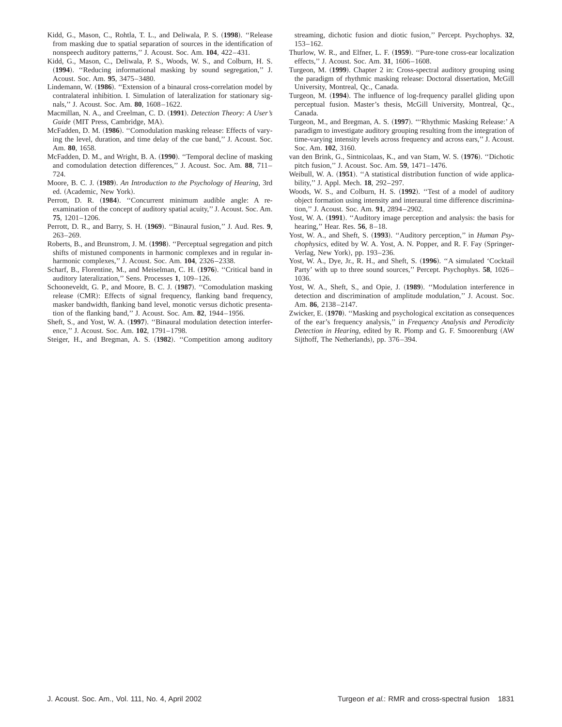Kidd, G., Mason, C., Rohtla, T. L., and Deliwala, P. S. (**1998**). ''Release from masking due to spatial separation of sources in the identification of nonspeech auditory patterns,'' J. Acoust. Soc. Am. **104**, 422–431.

Kidd, G., Mason, C., Deliwala, P. S., Woods, W. S., and Colburn, H. S. (**1994**). ''Reducing informational masking by sound segregation,'' J. Acoust. Soc. Am. **95**, 3475–3480.

Lindemann, W. (**1986**). ''Extension of a binaural cross-correlation model by contralateral inhibition. I. Simulation of lateralization for stationary signals,'' J. Acoust. Soc. Am. **80**, 1608–1622.

Macmillan, N. A., and Creelman, C. D. (**1991**). *Detection Theory: A User's Guide* (MIT Press, Cambridge, MA).

McFadden, D. M. (**1986**). ''Comodulation masking release: Effects of varying the level, duration, and time delay of the cue band,'' J. Acoust. Soc. Am. **80**, 1658.

McFadden, D. M., and Wright, B. A. (**1990**). ''Temporal decline of masking and comodulation detection differences,'' J. Acoust. Soc. Am. **88**, 711–724.

Moore, B. C. J. (**1989**). *An Introduction to the Psychology of Hearing*, 3rd ed. (Academic, New York).

Perrott, D. R. (**1984**). ''Concurrent minimum audible angle: A reexamination of the concept of auditory spatial acuity,'' J. Acoust. Soc. Am. **75**, 1201–1206.

Perrott, D. R., and Barry, S. H. (**1969**). ''Binaural fusion,'' J. Aud. Res. **9**, 263–269.

Roberts, B., and Brunstrom, J. M. (**1998**). ''Perceptual segregation and pitch shifts of mistuned components in harmonic complexes and in regular inharmonic complexes,'' J. Acoust. Soc. Am. **104**, 2326–2338.

Scharf, B., Florentine, M., and Meiselman, C. H. (**1976**). ''Critical band in auditory lateralization,'' Sens. Processes **1**, 109–126.

Schooneveldt, G. P., and Moore, B. C. J. (**1987**). ''Comodulation masking release (CMR): Effects of signal frequency, flanking band frequency, masker bandwidth, flanking band level, monotic versus dichotic presentation of the flanking band,'' J. Acoust. Soc. Am. **82**, 1944–1956.

Sheft, S., and Yost, W. A. (**1997**). ''Binaural modulation detection interference,'' J. Acoust. Soc. Am. **102**, 1791–1798.

Steiger, H., and Bregman, A. S. (**1982**). ''Competition among auditory streaming, dichotic fusion and diotic fusion,'' Percept. Psychophys. **32**, 153–162.

Thurlow, W. R., and Elfner, L. F. (**1959**). ''Pure-tone cross-ear localization effects,'' J. Acoust. Soc. Am. **31**, 1606–1608.

Turgeon, M. (**1999**). Chapter 2 in: Cross-spectral auditory grouping using the paradigm of rhythmic masking release: Doctoral dissertation, McGill University, Montreal, Qc., Canada.

Turgeon, M. (**1994**). The influence of log-frequency parallel gliding upon perceptual fusion. Master's thesis, McGill University, Montreal, Qc., Canada.

Turgeon, M., and Bregman, A. S. (**1997**). '''Rhythmic Masking Release:' A paradigm to investigate auditory grouping resulting from the integration of time-varying intensity levels across frequency and across ears,'' J. Acoust. Soc. Am. **102**, 3160.

van den Brink, G., Sintnicolaas, K., and van Stam, W. S. (**1976**). ''Dichotic pitch fusion,'' J. Acoust. Soc. Am. **59**, 1471–1476.

Weibull, W. A. (**1951**). ''A statistical distribution function of wide applicability,'' J. Appl. Mech. **18**, 292–297.

Woods, W. S., and Colburn, H. S. (**1992**). ''Test of a model of auditory object formation using intensity and interaural time difference discrimination,'' J. Acoust. Soc. Am. **91**, 2894–2902.

Yost, W. A. (**1991**). ''Auditory image perception and analysis: the basis for hearing,'' Hear. Res. **56**, 8–18.

Yost, W. A., and Sheft, S. (**1993**). ''Auditory perception,'' in *Human Psychophysics*, edited by W. A. Yost, A. N. Popper, and R. F. Fay (Springer-Verlag, New York), pp. 193–236.

Yost, W. A., Dye, Jr., R. H., and Sheft, S. (**1996**). ''A simulated 'Cocktail Party' with up to three sound sources,'' Percept. Psychophys. **58**, 1026–1036.

Yost, W. A., Sheft, S., and Opie, J. (**1989**). ''Modulation interference in detection and discrimination of amplitude modulation,'' J. Acoust. Soc. Am. **86**, 2138–2147.

Zwicker, E. (**1970**). ''Masking and psychological excitation as consequences of the ear's frequency analysis,'' in *Frequency Analysis and Perodicity Detection in Hearing*, edited by R. Plomp and G. F. Smoorenburg (AW Sijthoff, The Netherlands), pp. 376–394.